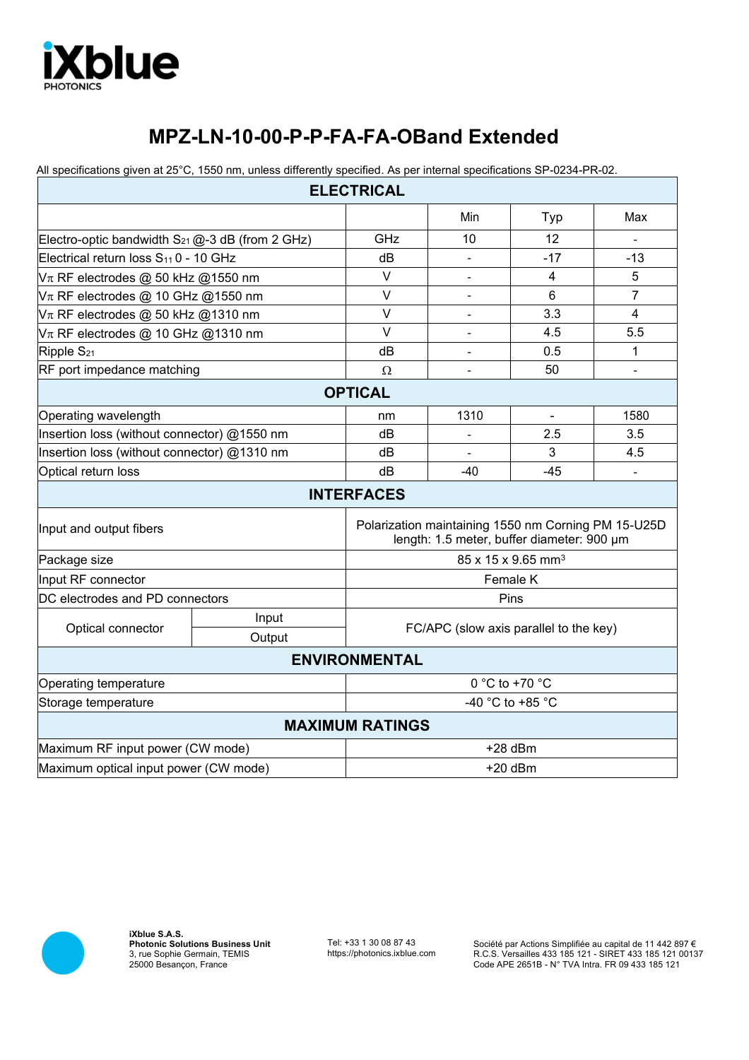# MPZ-LN-10-00-P-P-FA-FA-OBand Extended

All specifications given at 25°C, 1550 nm, unless differently specified. As per internal specifications SP-0234-PR-02.

| ELECTRICAL | | | | |
|---|---|---|---|---|
| | | Min | Typ | Max |
| Electro-optic bandwidth $S_{21}$ @-3 dB (from 2 GHz) | GHz | 10 | 12 | - |
| Electrical return loss $S_{11}$ 0 - 10 GHz | dB | - | -17 | -13 |
| $V\pi$ RF electrodes @ 50 kHz @1550 nm | V | - | 4 | 5 |
| $V\pi$ RF electrodes @ 10 GHz @1550 nm | V | - | 6 | 7 |
| $V\pi$ RF electrodes @ 50 kHz @1310 nm | V | - | 3.3 | 4 |
| $V\pi$ RF electrodes @ 10 GHz @1310 nm | V | - | 4.5 | 5.5 |
| Ripple $S_{21}$ | dB | - | 0.5 | 1 |
| RF port impedance matching | Ω | - | 50 | - |
| **OPTICAL** | | | | |
| Operating wavelength | nm | 1310 | - | 1580 |
| Insertion loss (without connector) @1550 nm | dB | - | 2.5 | 3.5 |
| Insertion loss (without connector) @1310 nm | dB | - | 3 | 4.5 |
| Optical return loss | dB | -40 | -45 | - |

| INTERFACES | | |
|---|---|---|
| Input and output fibers | | Polarization maintaining 1550 nm Corning PM 15-U25D length: 1.5 meter, buffer diameter: 900 µm |
| Package size | | 85 x 15 x 9.65 $mm^3$ |
| Input RF connector | | Female K |
| DC electrodes and PD connectors | | Pins |
| Optical connector | Input | FC/APC (slow axis parallel to the key) |
| | Output | |
| **ENVIRONMENTAL** | | |
| Operating temperature | | 0 °C to +70 °C |
| Storage temperature | | -40 °C to +85 °C |
| **MAXIMUM RATINGS** | | |
| Maximum RF input power (CW mode) | | +28 dBm |
| Maximum optical input power (CW mode) | | +20 dBm |

**iXblue S.A.S.**
**Photonic Solutions Business Unit**
3, rue Sophie Germain, TEMIS
25000 Besançon, France

Tel: +33 1 30 08 87 43
https://photonics.ixblue.com

Société par Actions Simplifiée au capital de 11 442 897 €
R.C.S. Versailles 433 185 121 - SIRET 433 185 121 00137
Code APE 2651B - N° TVA Intra. FR 09 433 185 121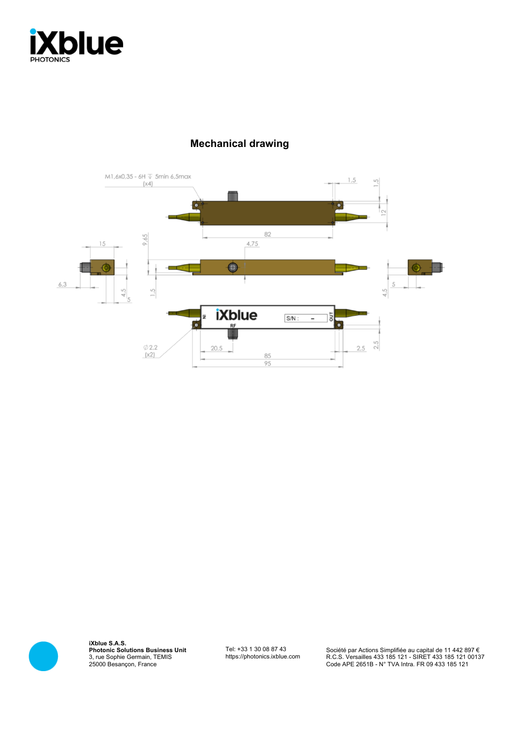## Mechanical drawing

M1,6x0,35 - 6H ↧ 5min 6,5max
(x4)

1,5
1,5
12
82
9,65
4,75
15
6,3
4,5
5
1,5
5
4,5

IN
iXblue
S/N : –
OUT
RF

∅2,2
(x2)
20,5
85
95
2,5
2,5

**iXblue S.A.S.**
**Photonic Solutions Business Unit**
3, rue Sophie Germain, TEMIS
25000 Besançon, France

Tel: +33 1 30 08 87 43
https://photonics.ixblue.com

Société par Actions Simplifiée au capital de 11 442 897 €
R.C.S. Versailles 433 185 121 - SIRET 433 185 121 00137
Code APE 2651B - N° TVA Intra. FR 09 433 185 121